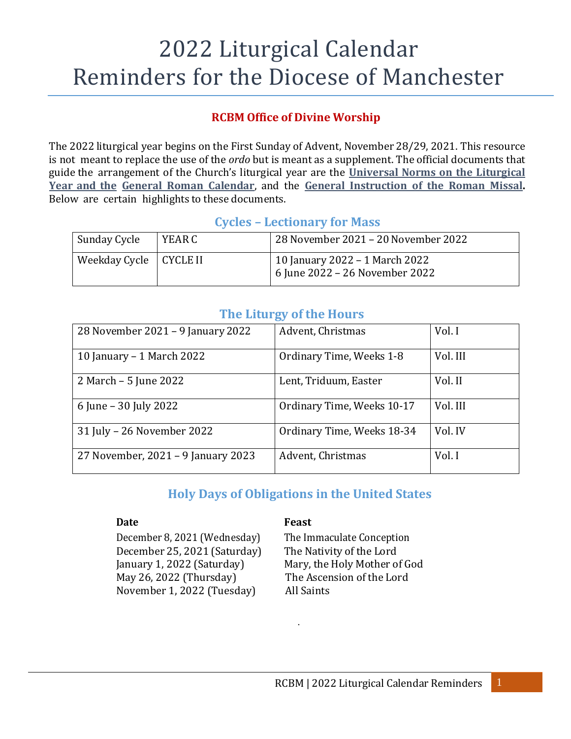# 2022 Liturgical Calendar Reminders for the Diocese of Manchester

**RCBM Office of Divine Worship**

The 2022 liturgical year begins on the First Sunday of Advent, November 28/29, 2021. This resource is not meant to replace the use of the *ordo* but is meant as a supplement. The official documents that guide the arrangement of the Church's liturgical year are the **Universal Norms on the Liturgical Year and the General Roman Calendar**, and the **General Instruction of the Roman Missal.** Below are certain highlights to these documents.

## Cycles – Lectionary for Mass

| Sunday Cycle | YEAR C | 28 November 2021 – 20 November 2022 |
|---|---|---|
| Weekday Cycle | CYCLE II | 10 January 2022 – 1 March 2022<br>6 June 2022 – 26 November 2022 |

## The Liturgy of the Hours

| 28 November 2021 – 9 January 2022 | Advent, Christmas | Vol. I |
|---|---|---|
| 10 January – 1 March 2022 | Ordinary Time, Weeks 1-8 | Vol. III |
| 2 March – 5 June 2022 | Lent, Triduum, Easter | Vol. II |
| 6 June – 30 July 2022 | Ordinary Time, Weeks 10-17 | Vol. III |
| 31 July – 26 November 2022 | Ordinary Time, Weeks 18-34 | Vol. IV |
| 27 November, 2021 – 9 January 2023 | Advent, Christmas | Vol. I |

## Holy Days of Obligations in the United States

| Date | Feast |
|---|---|
| December 8, 2021 (Wednesday) | The Immaculate Conception |
| December 25, 2021 (Saturday) | The Nativity of the Lord |
| January 1, 2022 (Saturday) | Mary, the Holy Mother of God |
| May 26, 2022 (Thursday) | The Ascension of the Lord |
| November 1, 2022 (Tuesday) | All Saints |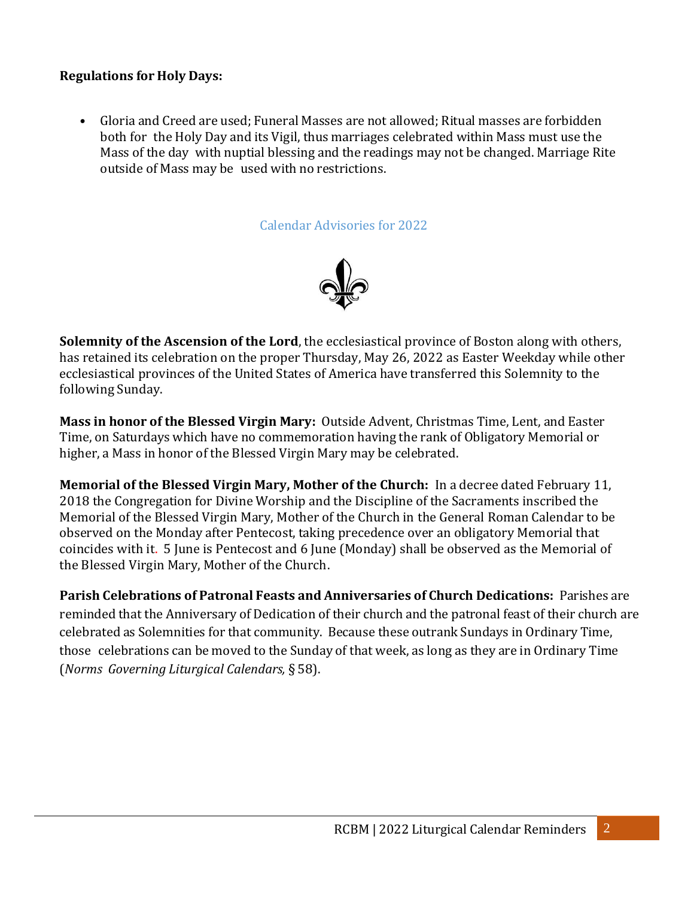**Regulations for Holy Days:**

- Gloria and Creed are used; Funeral Masses are not allowed; Ritual masses are forbidden both for the Holy Day and its Vigil, thus marriages celebrated within Mass must use the Mass of the day with nuptial blessing and the readings may not be changed. Marriage Rite outside of Mass may be used with no restrictions.

## Calendar Advisories for 2022

**Solemnity of the Ascension of the Lord**, the ecclesiastical province of Boston along with others, has retained its celebration on the proper Thursday, May 26, 2022 as Easter Weekday while other ecclesiastical provinces of the United States of America have transferred this Solemnity to the following Sunday.

**Mass in honor of the Blessed Virgin Mary:** Outside Advent, Christmas Time, Lent, and Easter Time, on Saturdays which have no commemoration having the rank of Obligatory Memorial or higher, a Mass in honor of the Blessed Virgin Mary may be celebrated.

**Memorial of the Blessed Virgin Mary, Mother of the Church:** In a decree dated February 11, 2018 the Congregation for Divine Worship and the Discipline of the Sacraments inscribed the Memorial of the Blessed Virgin Mary, Mother of the Church in the General Roman Calendar to be observed on the Monday after Pentecost, taking precedence over an obligatory Memorial that coincides with it. 5 June is Pentecost and 6 June (Monday) shall be observed as the Memorial of the Blessed Virgin Mary, Mother of the Church.

**Parish Celebrations of Patronal Feasts and Anniversaries of Church Dedications:** Parishes are reminded that the Anniversary of Dedication of their church and the patronal feast of their church are celebrated as Solemnities for that community. Because these outrank Sundays in Ordinary Time, those celebrations can be moved to the Sunday of that week, as long as they are in Ordinary Time (*Norms Governing Liturgical Calendars,* § 58).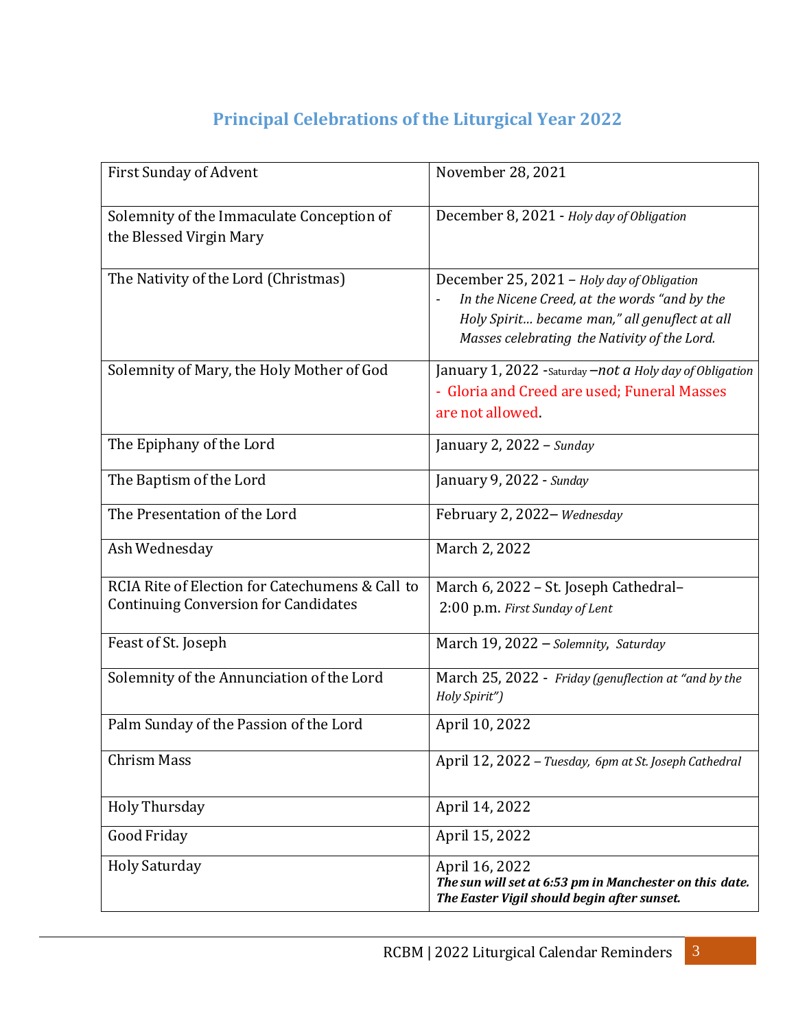## Principal Celebrations of the Liturgical Year 2022

| | |
|---|---|
| First Sunday of Advent | November 28, 2021 |
| Solemnity of the Immaculate Conception of the Blessed Virgin Mary | December 8, 2021 - *Holy day of Obligation* |
| The Nativity of the Lord (Christmas) | December 25, 2021 – *Holy day of Obligation*<br>- *In the Nicene Creed, at the words "and by the Holy Spirit... became man," all genuflect at all Masses celebrating the Nativity of the Lord.* |
| Solemnity of Mary, the Holy Mother of God | January 1, 2022 -Saturday –*not a Holy day of Obligation*<br>- Gloria and Creed are used; Funeral Masses are not allowed. |
| The Epiphany of the Lord | January 2, 2022 – *Sunday* |
| The Baptism of the Lord | January 9, 2022 - *Sunday* |
| The Presentation of the Lord | February 2, 2022– *Wednesday* |
| Ash Wednesday | March 2, 2022 |
| RCIA Rite of Election for Catechumens & Call to Continuing Conversion for Candidates | March 6, 2022 – St. Joseph Cathedral– 2:00 p.m. *First Sunday of Lent* |
| Feast of St. Joseph | March 19, 2022 – *Solemnity, Saturday* |
| Solemnity of the Annunciation of the Lord | March 25, 2022 - *Friday (genuflection at "and by the Holy Spirit")* |
| Palm Sunday of the Passion of the Lord | April 10, 2022 |
| Chrism Mass | April 12, 2022 – *Tuesday, 6pm at St. Joseph Cathedral* |
| Holy Thursday | April 14, 2022 |
| Good Friday | April 15, 2022 |
| Holy Saturday | April 16, 2022<br>***The sun will set at 6:53 pm in Manchester on this date. The Easter Vigil should begin after sunset.*** |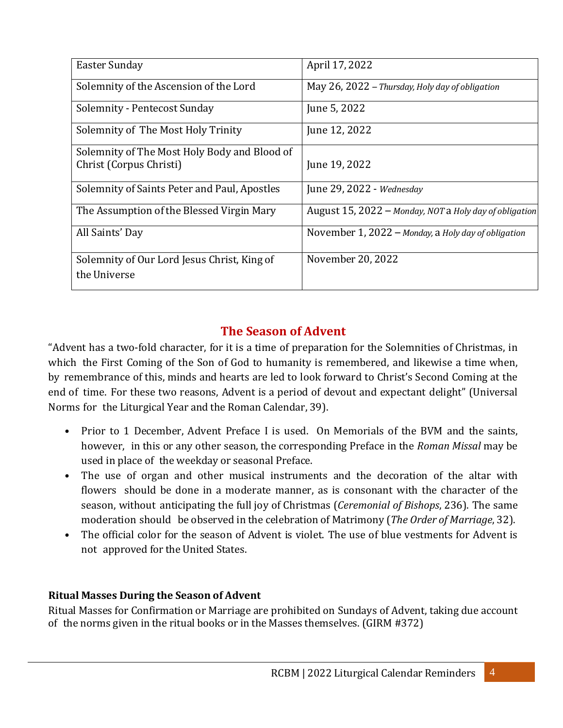| Easter Sunday | April 17, 2022 |
|---|---|
| Solemnity of the Ascension of the Lord | May 26, 2022 – *Thursday, Holy day of obligation* |
| Solemnity - Pentecost Sunday | June 5, 2022 |
| Solemnity of The Most Holy Trinity | June 12, 2022 |
| Solemnity of The Most Holy Body and Blood of Christ (Corpus Christi) | June 19, 2022 |
| Solemnity of Saints Peter and Paul, Apostles | June 29, 2022 - *Wednesday* |
| The Assumption of the Blessed Virgin Mary | August 15, 2022 – *Monday, NOT* a *Holy day of obligation* |
| All Saints' Day | November 1, 2022 – *Monday,* a *Holy day of obligation* |
| Solemnity of Our Lord Jesus Christ, King of the Universe | November 20, 2022 |

## The Season of Advent

"Advent has a two-fold character, for it is a time of preparation for the Solemnities of Christmas, in which the First Coming of the Son of God to humanity is remembered, and likewise a time when, by remembrance of this, minds and hearts are led to look forward to Christ's Second Coming at the end of time. For these two reasons, Advent is a period of devout and expectant delight" (Universal Norms for the Liturgical Year and the Roman Calendar, 39).

- Prior to 1 December, Advent Preface I is used. On Memorials of the BVM and the saints, however, in this or any other season, the corresponding Preface in the *Roman Missal* may be used in place of the weekday or seasonal Preface.
- The use of organ and other musical instruments and the decoration of the altar with flowers should be done in a moderate manner, as is consonant with the character of the season, without anticipating the full joy of Christmas (*Ceremonial of Bishops*, 236). The same moderation should be observed in the celebration of Matrimony (*The Order of Marriage*, 32).
- The official color for the season of Advent is violet. The use of blue vestments for Advent is not approved for the United States.

**Ritual Masses During the Season of Advent**

Ritual Masses for Confirmation or Marriage are prohibited on Sundays of Advent, taking due account of the norms given in the ritual books or in the Masses themselves. (GIRM #372)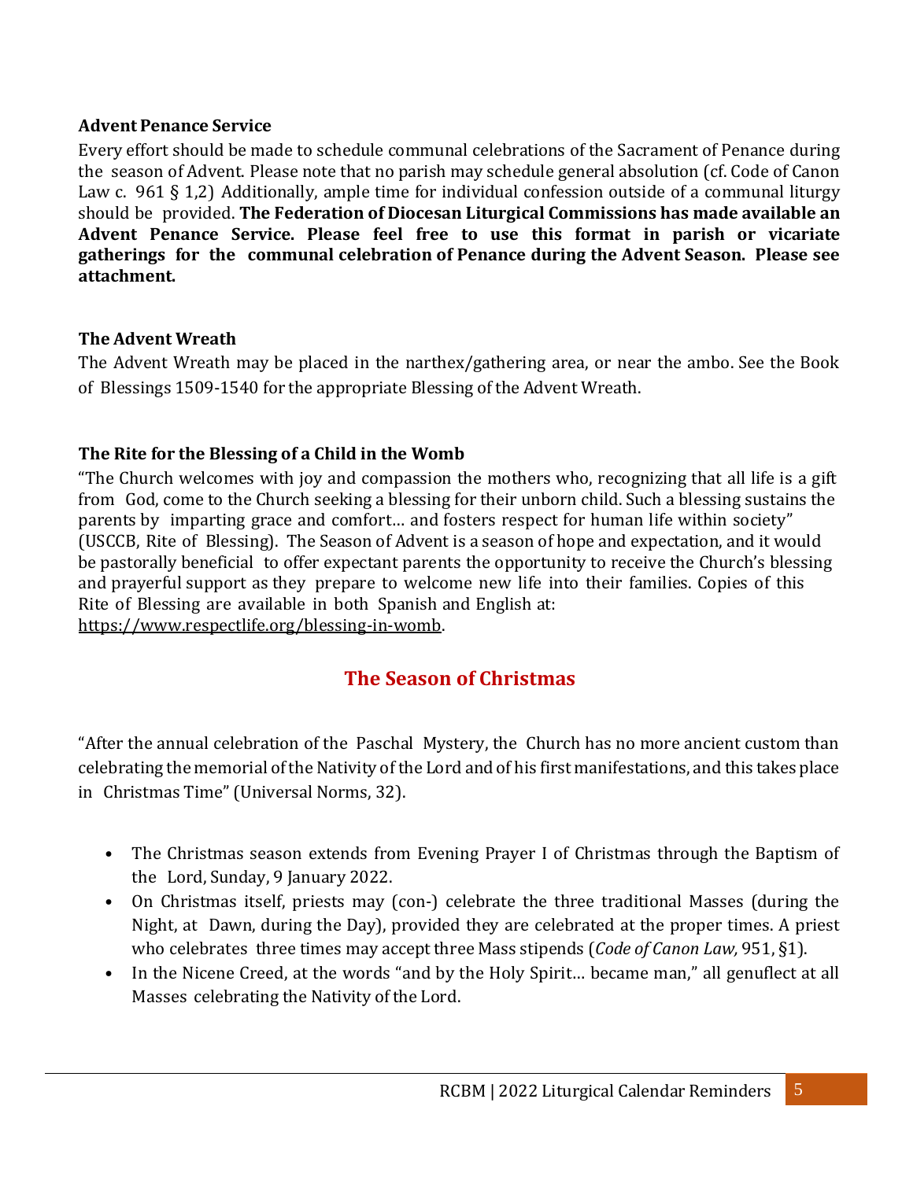### Advent Penance Service

Every effort should be made to schedule communal celebrations of the Sacrament of Penance during the season of Advent. Please note that no parish may schedule general absolution (cf. Code of Canon Law c. 961 § 1,2) Additionally, ample time for individual confession outside of a communal liturgy should be provided. **The Federation of Diocesan Liturgical Commissions has made available an Advent Penance Service. Please feel free to use this format in parish or vicariate gatherings for the communal celebration of Penance during the Advent Season. Please see attachment.**

### The Advent Wreath

The Advent Wreath may be placed in the narthex/gathering area, or near the ambo. See the Book of Blessings 1509-1540 for the appropriate Blessing of the Advent Wreath.

### The Rite for the Blessing of a Child in the Womb

"The Church welcomes with joy and compassion the mothers who, recognizing that all life is a gift from God, come to the Church seeking a blessing for their unborn child. Such a blessing sustains the parents by imparting grace and comfort… and fosters respect for human life within society" (USCCB, Rite of Blessing). The Season of Advent is a season of hope and expectation, and it would be pastorally beneficial to offer expectant parents the opportunity to receive the Church's blessing and prayerful support as they prepare to welcome new life into their families. Copies of this Rite of Blessing are available in both Spanish and English at: https://www.respectlife.org/blessing-in-womb.

## The Season of Christmas

"After the annual celebration of the Paschal Mystery, the Church has no more ancient custom than celebrating the memorial of the Nativity of the Lord and of his first manifestations, and this takes place in Christmas Time" (Universal Norms, 32).

- The Christmas season extends from Evening Prayer I of Christmas through the Baptism of the Lord, Sunday, 9 January 2022.
- On Christmas itself, priests may (con-) celebrate the three traditional Masses (during the Night, at Dawn, during the Day), provided they are celebrated at the proper times. A priest who celebrates three times may accept three Mass stipends (*Code of Canon Law,* 951, §1).
- In the Nicene Creed, at the words "and by the Holy Spirit… became man," all genuflect at all Masses celebrating the Nativity of the Lord.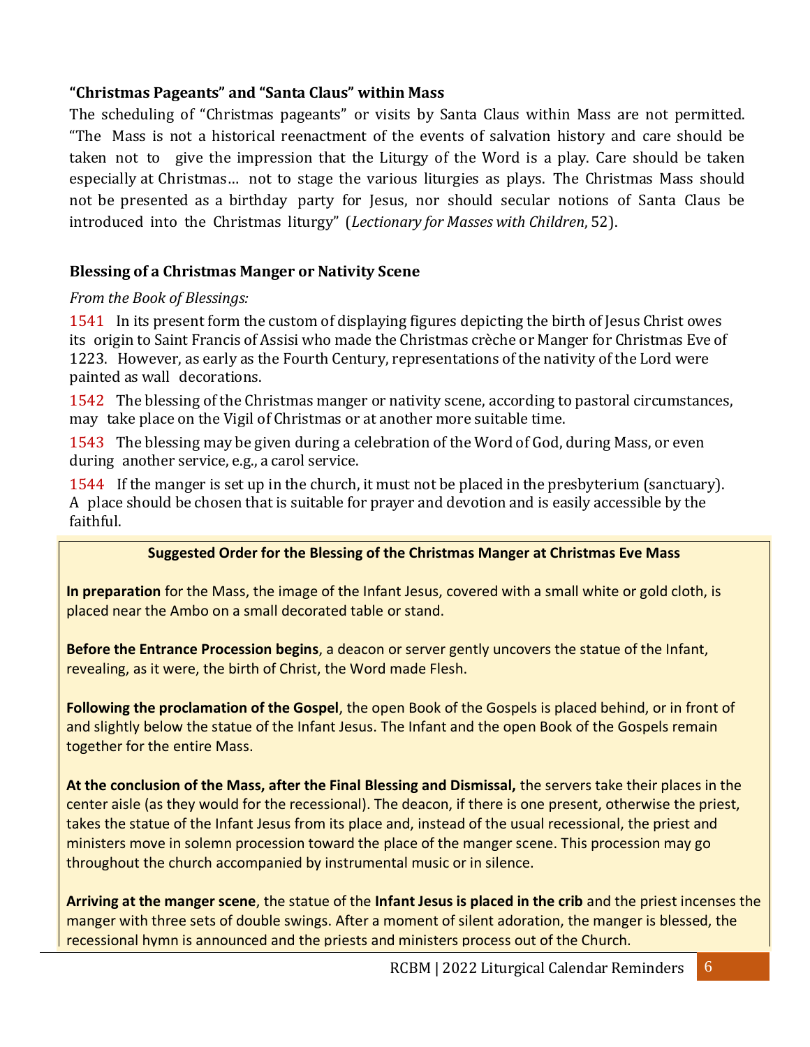### “Christmas Pageants” and “Santa Claus” within Mass

The scheduling of “Christmas pageants” or visits by Santa Claus within Mass are not permitted. “The Mass is not a historical reenactment of the events of salvation history and care should be taken not to give the impression that the Liturgy of the Word is a play. Care should be taken especially at Christmas… not to stage the various liturgies as plays. The Christmas Mass should not be presented as a birthday party for Jesus, nor should secular notions of Santa Claus be introduced into the Christmas liturgy” (*Lectionary for Masses with Children*, 52).

### Blessing of a Christmas Manger or Nativity Scene

*From the Book of Blessings:*

1541 In its present form the custom of displaying figures depicting the birth of Jesus Christ owes its origin to Saint Francis of Assisi who made the Christmas crèche or Manger for Christmas Eve of 1223. However, as early as the Fourth Century, representations of the nativity of the Lord were painted as wall decorations.

1542 The blessing of the Christmas manger or nativity scene, according to pastoral circumstances, may take place on the Vigil of Christmas or at another more suitable time.

1543 The blessing may be given during a celebration of the Word of God, during Mass, or even during another service, e.g., a carol service.

1544 If the manger is set up in the church, it must not be placed in the presbyterium (sanctuary). A place should be chosen that is suitable for prayer and devotion and is easily accessible by the faithful.

**Suggested Order for the Blessing of the Christmas Manger at Christmas Eve Mass**

**In preparation** for the Mass, the image of the Infant Jesus, covered with a small white or gold cloth, is placed near the Ambo on a small decorated table or stand.

**Before the Entrance Procession begins**, a deacon or server gently uncovers the statue of the Infant, revealing, as it were, the birth of Christ, the Word made Flesh.

**Following the proclamation of the Gospel**, the open Book of the Gospels is placed behind, or in front of and slightly below the statue of the Infant Jesus. The Infant and the open Book of the Gospels remain together for the entire Mass.

**At the conclusion of the Mass, after the Final Blessing and Dismissal,** the servers take their places in the center aisle (as they would for the recessional). The deacon, if there is one present, otherwise the priest, takes the statue of the Infant Jesus from its place and, instead of the usual recessional, the priest and ministers move in solemn procession toward the place of the manger scene. This procession may go throughout the church accompanied by instrumental music or in silence.

**Arriving at the manger scene**, the statue of the **Infant Jesus is placed in the crib** and the priest incenses the manger with three sets of double swings. After a moment of silent adoration, the manger is blessed, the recessional hymn is announced and the priests and ministers process out of the Church.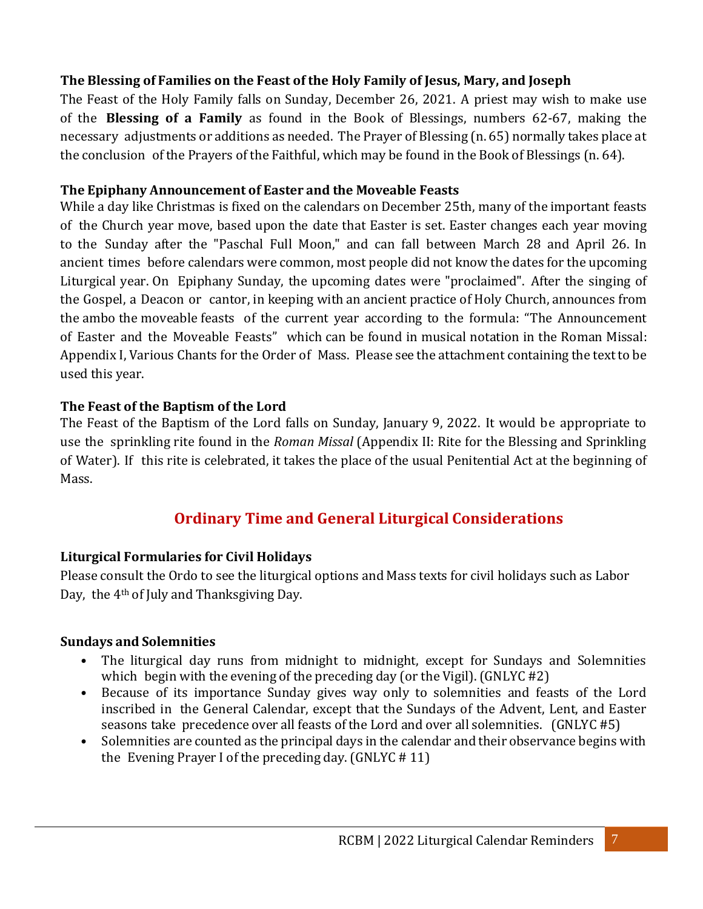**The Blessing of Families on the Feast of the Holy Family of Jesus, Mary, and Joseph**

The Feast of the Holy Family falls on Sunday, December 26, 2021. A priest may wish to make use of the **Blessing of a Family** as found in the Book of Blessings, numbers 62-67, making the necessary adjustments or additions as needed. The Prayer of Blessing (n. 65) normally takes place at the conclusion of the Prayers of the Faithful, which may be found in the Book of Blessings (n. 64).

**The Epiphany Announcement of Easter and the Moveable Feasts**

While a day like Christmas is fixed on the calendars on December 25th, many of the important feasts of the Church year move, based upon the date that Easter is set. Easter changes each year moving to the Sunday after the "Paschal Full Moon," and can fall between March 28 and April 26. In ancient times before calendars were common, most people did not know the dates for the upcoming Liturgical year. On Epiphany Sunday, the upcoming dates were "proclaimed". After the singing of the Gospel, a Deacon or cantor, in keeping with an ancient practice of Holy Church, announces from the ambo the moveable feasts of the current year according to the formula: "The Announcement of Easter and the Moveable Feasts" which can be found in musical notation in the Roman Missal: Appendix I, Various Chants for the Order of Mass. Please see the attachment containing the text to be used this year.

**The Feast of the Baptism of the Lord**

The Feast of the Baptism of the Lord falls on Sunday, January 9, 2022. It would be appropriate to use the sprinkling rite found in the *Roman Missal* (Appendix II: Rite for the Blessing and Sprinkling of Water). If this rite is celebrated, it takes the place of the usual Penitential Act at the beginning of Mass.

## Ordinary Time and General Liturgical Considerations

**Liturgical Formularies for Civil Holidays**

Please consult the Ordo to see the liturgical options and Mass texts for civil holidays such as Labor Day, the 4th of July and Thanksgiving Day.

**Sundays and Solemnities**

- The liturgical day runs from midnight to midnight, except for Sundays and Solemnities which begin with the evening of the preceding day (or the Vigil). (GNLYC #2)
- Because of its importance Sunday gives way only to solemnities and feasts of the Lord inscribed in the General Calendar, except that the Sundays of the Advent, Lent, and Easter seasons take precedence over all feasts of the Lord and over all solemnities. (GNLYC #5)
- Solemnities are counted as the principal days in the calendar and their observance begins with the Evening Prayer I of the preceding day. (GNLYC # 11)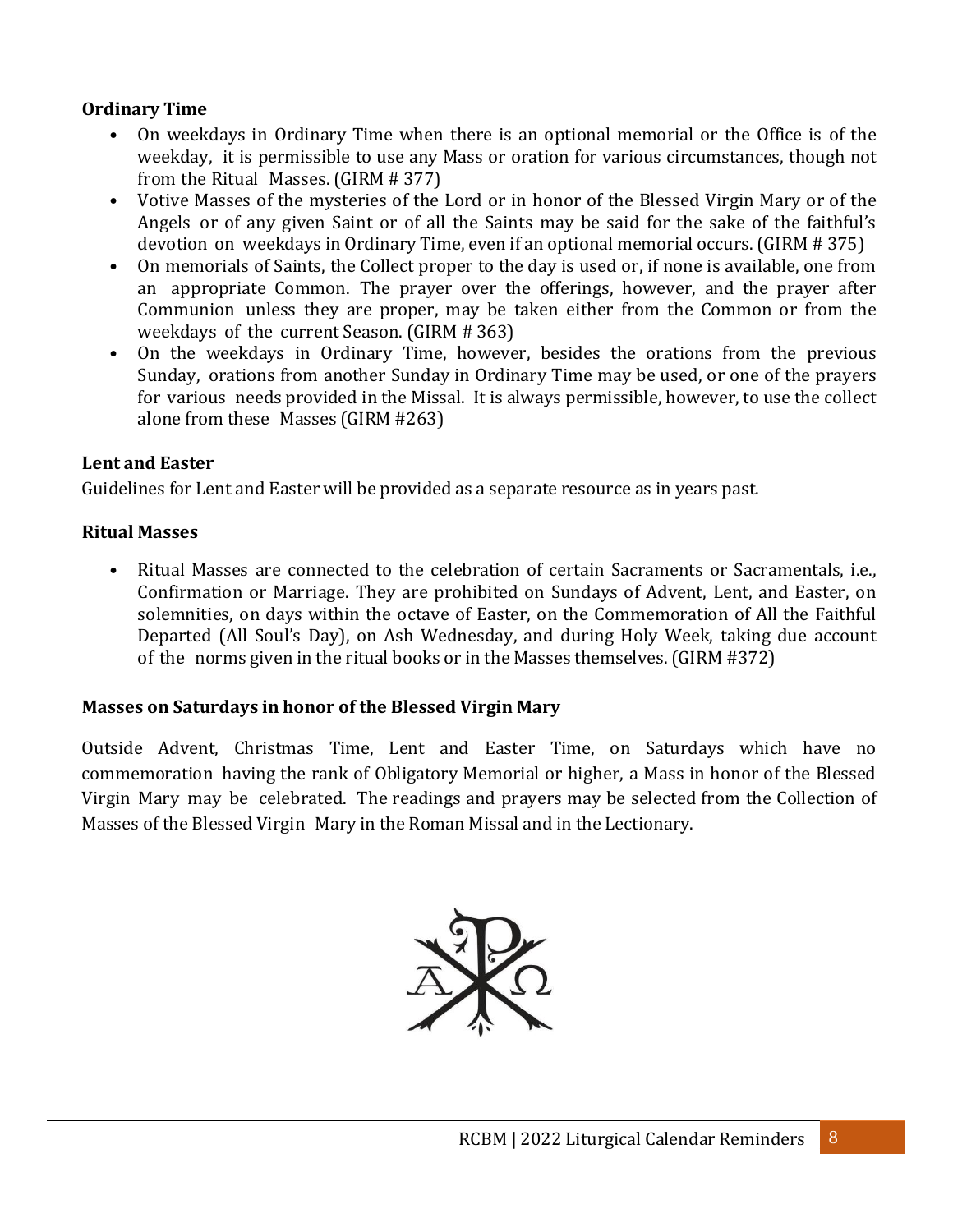**Ordinary Time**

- On weekdays in Ordinary Time when there is an optional memorial or the Office is of the weekday, it is permissible to use any Mass or oration for various circumstances, though not from the Ritual Masses. (GIRM # 377)
- Votive Masses of the mysteries of the Lord or in honor of the Blessed Virgin Mary or of the Angels or of any given Saint or of all the Saints may be said for the sake of the faithful's devotion on weekdays in Ordinary Time, even if an optional memorial occurs. (GIRM # 375)
- On memorials of Saints, the Collect proper to the day is used or, if none is available, one from an appropriate Common. The prayer over the offerings, however, and the prayer after Communion unless they are proper, may be taken either from the Common or from the weekdays of the current Season. (GIRM # 363)
- On the weekdays in Ordinary Time, however, besides the orations from the previous Sunday, orations from another Sunday in Ordinary Time may be used, or one of the prayers for various needs provided in the Missal. It is always permissible, however, to use the collect alone from these Masses (GIRM #263)

**Lent and Easter**

Guidelines for Lent and Easter will be provided as a separate resource as in years past.

**Ritual Masses**

- Ritual Masses are connected to the celebration of certain Sacraments or Sacramentals, i.e., Confirmation or Marriage. They are prohibited on Sundays of Advent, Lent, and Easter, on solemnities, on days within the octave of Easter, on the Commemoration of All the Faithful Departed (All Soul's Day), on Ash Wednesday, and during Holy Week, taking due account of the norms given in the ritual books or in the Masses themselves. (GIRM #372)

**Masses on Saturdays in honor of the Blessed Virgin Mary**

Outside Advent, Christmas Time, Lent and Easter Time, on Saturdays which have no commemoration having the rank of Obligatory Memorial or higher, a Mass in honor of the Blessed Virgin Mary may be celebrated. The readings and prayers may be selected from the Collection of Masses of the Blessed Virgin Mary in the Roman Missal and in the Lectionary.